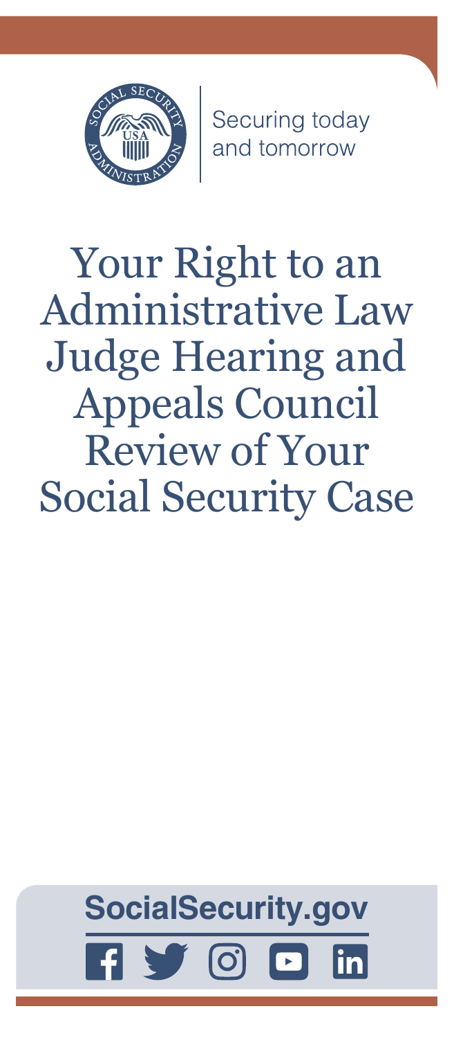Securing today and tomorrow

# Your Right to an Administrative Law Judge Hearing and Appeals Council Review of Your Social Security Case

SocialSecurity.gov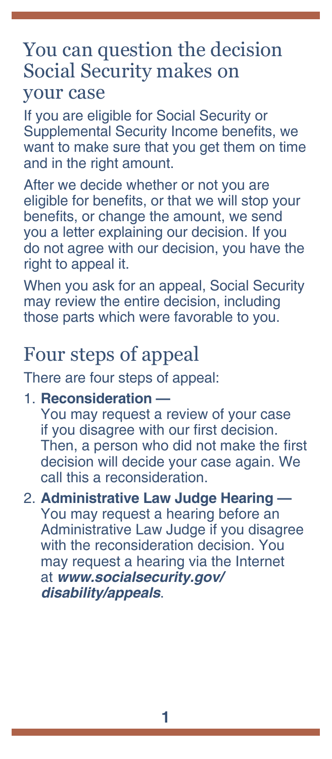## You can question the decision Social Security makes on your case

If you are eligible for Social Security or Supplemental Security Income benefits, we want to make sure that you get them on time and in the right amount.

After we decide whether or not you are eligible for benefits, or that we will stop your benefits, or change the amount, we send you a letter explaining our decision. If you do not agree with our decision, you have the right to appeal it.

When you ask for an appeal, Social Security may review the entire decision, including those parts which were favorable to you.

## Four steps of appeal

There are four steps of appeal:

1. **Reconsideration —** You may request a review of your case if you disagree with our first decision. Then, a person who did not make the first decision will decide your case again. We call this a reconsideration.
2. **Administrative Law Judge Hearing —** You may request a hearing before an Administrative Law Judge if you disagree with the reconsideration decision. You may request a hearing via the Internet at ***www.socialsecurity.gov/disability/appeals***.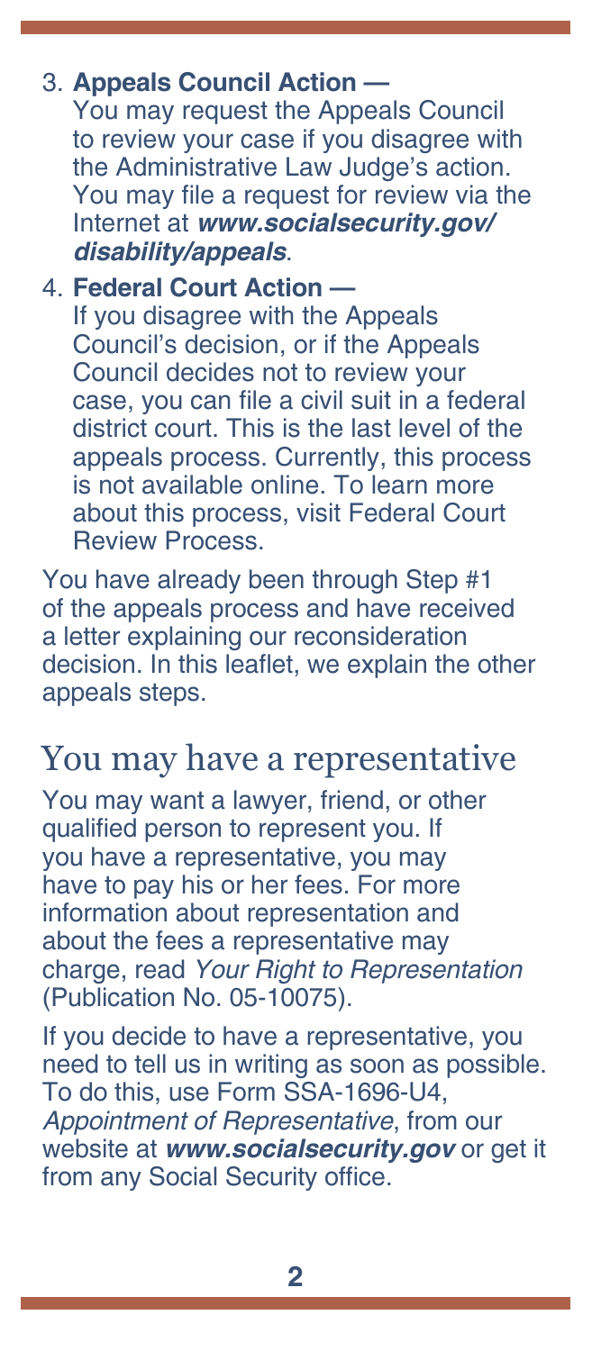3. **Appeals Council Action —**
   You may request the Appeals Council to review your case if you disagree with the Administrative Law Judge's action. You may file a request for review via the Internet at ***www.socialsecurity.gov/disability/appeals***.

4. **Federal Court Action —**
   If you disagree with the Appeals Council's decision, or if the Appeals Council decides not to review your case, you can file a civil suit in a federal district court. This is the last level of the appeals process. Currently, this process is not available online. To learn more about this process, visit Federal Court Review Process.

You have already been through Step #1 of the appeals process and have received a letter explaining our reconsideration decision. In this leaflet, we explain the other appeals steps.

## You may have a representative

You may want a lawyer, friend, or other qualified person to represent you. If you have a representative, you may have to pay his or her fees. For more information about representation and about the fees a representative may charge, read *Your Right to Representation* (Publication No. 05-10075).

If you decide to have a representative, you need to tell us in writing as soon as possible. To do this, use Form SSA-1696-U4, *Appointment of Representative*, from our website at ***www.socialsecurity.gov*** or get it from any Social Security office.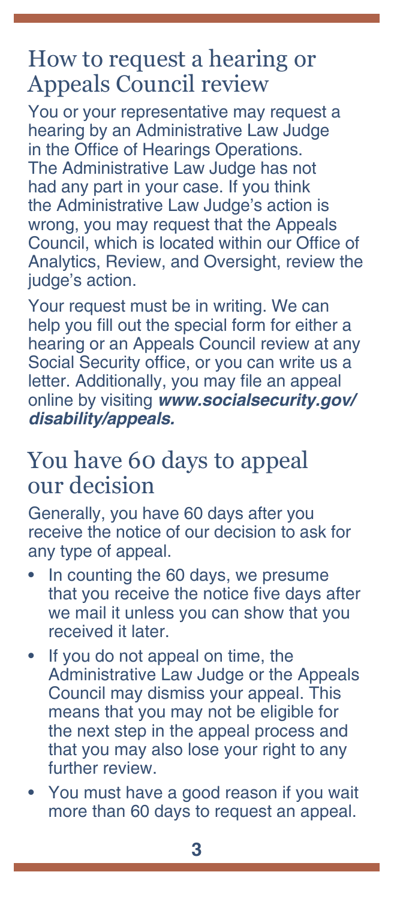## How to request a hearing or Appeals Council review

You or your representative may request a hearing by an Administrative Law Judge in the Office of Hearings Operations. The Administrative Law Judge has not had any part in your case. If you think the Administrative Law Judge's action is wrong, you may request that the Appeals Council, which is located within our Office of Analytics, Review, and Oversight, review the judge's action.

Your request must be in writing. We can help you fill out the special form for either a hearing or an Appeals Council review at any Social Security office, or you can write us a letter. Additionally, you may file an appeal online by visiting ***www.socialsecurity.gov/disability/appeals.***

## You have 60 days to appeal our decision

Generally, you have 60 days after you receive the notice of our decision to ask for any type of appeal.

- In counting the 60 days, we presume that you receive the notice five days after we mail it unless you can show that you received it later.
- If you do not appeal on time, the Administrative Law Judge or the Appeals Council may dismiss your appeal. This means that you may not be eligible for the next step in the appeal process and that you may also lose your right to any further review.
- You must have a good reason if you wait more than 60 days to request an appeal.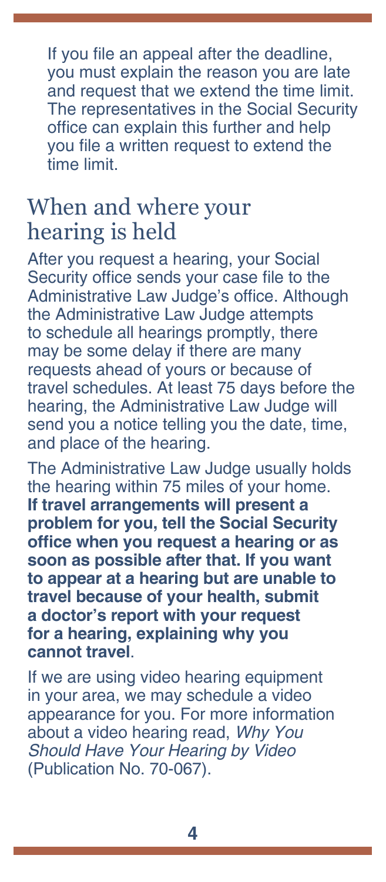If you file an appeal after the deadline, you must explain the reason you are late and request that we extend the time limit. The representatives in the Social Security office can explain this further and help you file a written request to extend the time limit.

## When and where your hearing is held

After you request a hearing, your Social Security office sends your case file to the Administrative Law Judge's office. Although the Administrative Law Judge attempts to schedule all hearings promptly, there may be some delay if there are many requests ahead of yours or because of travel schedules. At least 75 days before the hearing, the Administrative Law Judge will send you a notice telling you the date, time, and place of the hearing.

The Administrative Law Judge usually holds the hearing within 75 miles of your home. **If travel arrangements will present a problem for you, tell the Social Security office when you request a hearing or as soon as possible after that. If you want to appear at a hearing but are unable to travel because of your health, submit a doctor's report with your request for a hearing, explaining why you cannot travel**.

If we are using video hearing equipment in your area, we may schedule a video appearance for you. For more information about a video hearing read, *Why You Should Have Your Hearing by Video* (Publication No. 70-067).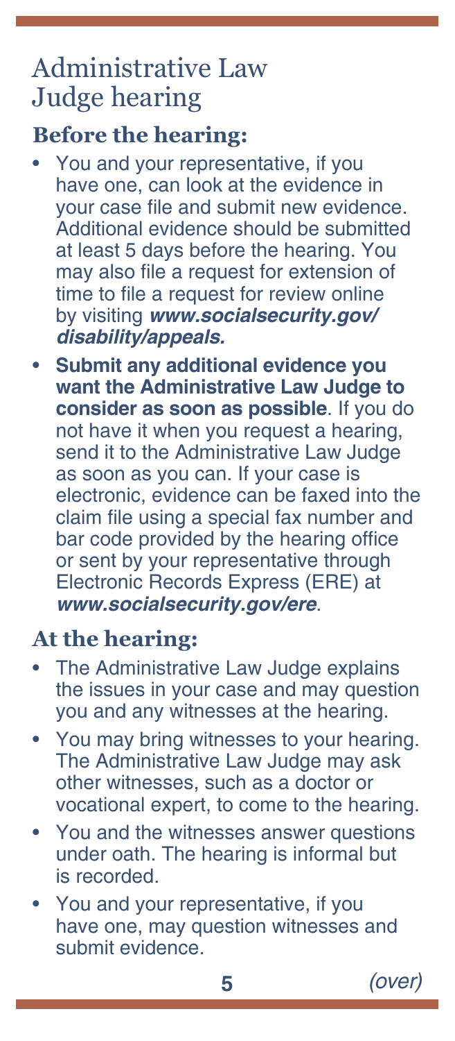# Administrative Law Judge hearing

## Before the hearing:

- You and your representative, if you have one, can look at the evidence in your case file and submit new evidence. Additional evidence should be submitted at least 5 days before the hearing. You may also file a request for extension of time to file a request for review online by visiting ***www.socialsecurity.gov/disability/appeals.***
- **Submit any additional evidence you want the Administrative Law Judge to consider as soon as possible**. If you do not have it when you request a hearing, send it to the Administrative Law Judge as soon as you can. If your case is electronic, evidence can be faxed into the claim file using a special fax number and bar code provided by the hearing office or sent by your representative through Electronic Records Express (ERE) at ***www.socialsecurity.gov/ere***.

## At the hearing:

- The Administrative Law Judge explains the issues in your case and may question you and any witnesses at the hearing.
- You may bring witnesses to your hearing. The Administrative Law Judge may ask other witnesses, such as a doctor or vocational expert, to come to the hearing.
- You and the witnesses answer questions under oath. The hearing is informal but is recorded.
- You and your representative, if you have one, may question witnesses and submit evidence.

*(over)*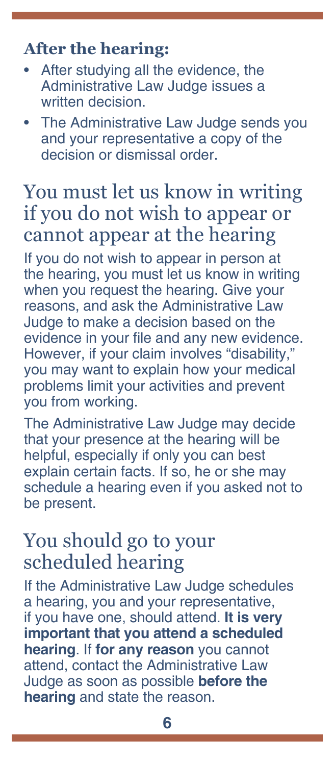### After the hearing:

- After studying all the evidence, the Administrative Law Judge issues a written decision.
- The Administrative Law Judge sends you and your representative a copy of the decision or dismissal order.

## You must let us know in writing if you do not wish to appear or cannot appear at the hearing

If you do not wish to appear in person at the hearing, you must let us know in writing when you request the hearing. Give your reasons, and ask the Administrative Law Judge to make a decision based on the evidence in your file and any new evidence. However, if your claim involves "disability," you may want to explain how your medical problems limit your activities and prevent you from working.

The Administrative Law Judge may decide that your presence at the hearing will be helpful, especially if only you can best explain certain facts. If so, he or she may schedule a hearing even if you asked not to be present.

## You should go to your scheduled hearing

If the Administrative Law Judge schedules a hearing, you and your representative, if you have one, should attend. **It is very important that you attend a scheduled hearing**. If **for any reason** you cannot attend, contact the Administrative Law Judge as soon as possible **before the hearing** and state the reason.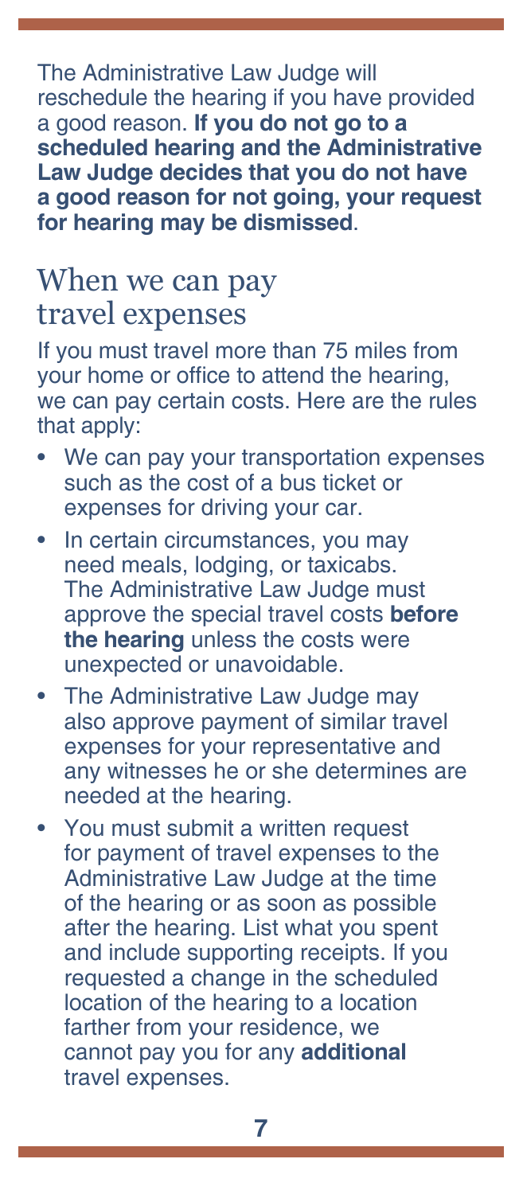The Administrative Law Judge will reschedule the hearing if you have provided a good reason. **If you do not go to a scheduled hearing and the Administrative Law Judge decides that you do not have a good reason for not going, your request for hearing may be dismissed**.

## When we can pay travel expenses

If you must travel more than 75 miles from your home or office to attend the hearing, we can pay certain costs. Here are the rules that apply:

- We can pay your transportation expenses such as the cost of a bus ticket or expenses for driving your car.
- In certain circumstances, you may need meals, lodging, or taxicabs. The Administrative Law Judge must approve the special travel costs **before the hearing** unless the costs were unexpected or unavoidable.
- The Administrative Law Judge may also approve payment of similar travel expenses for your representative and any witnesses he or she determines are needed at the hearing.
- You must submit a written request for payment of travel expenses to the Administrative Law Judge at the time of the hearing or as soon as possible after the hearing. List what you spent and include supporting receipts. If you requested a change in the scheduled location of the hearing to a location farther from your residence, we cannot pay you for any **additional** travel expenses.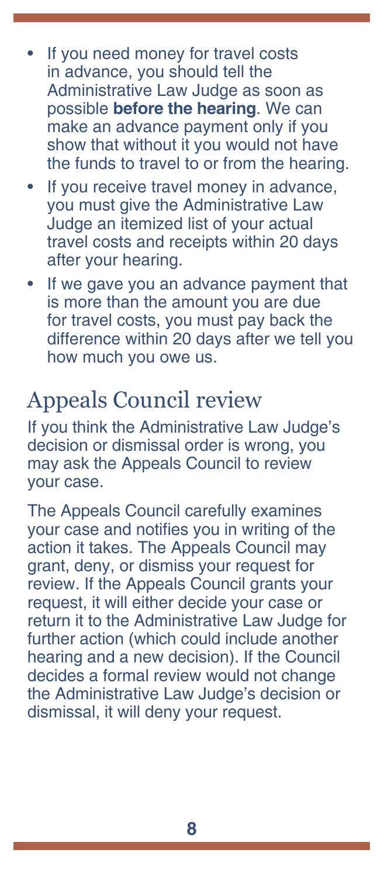- If you need money for travel costs in advance, you should tell the Administrative Law Judge as soon as possible **before the hearing**. We can make an advance payment only if you show that without it you would not have the funds to travel to or from the hearing.
- If you receive travel money in advance, you must give the Administrative Law Judge an itemized list of your actual travel costs and receipts within 20 days after your hearing.
- If we gave you an advance payment that is more than the amount you are due for travel costs, you must pay back the difference within 20 days after we tell you how much you owe us.

## Appeals Council review

If you think the Administrative Law Judge's decision or dismissal order is wrong, you may ask the Appeals Council to review your case.

The Appeals Council carefully examines your case and notifies you in writing of the action it takes. The Appeals Council may grant, deny, or dismiss your request for review. If the Appeals Council grants your request, it will either decide your case or return it to the Administrative Law Judge for further action (which could include another hearing and a new decision). If the Council decides a formal review would not change the Administrative Law Judge's decision or dismissal, it will deny your request.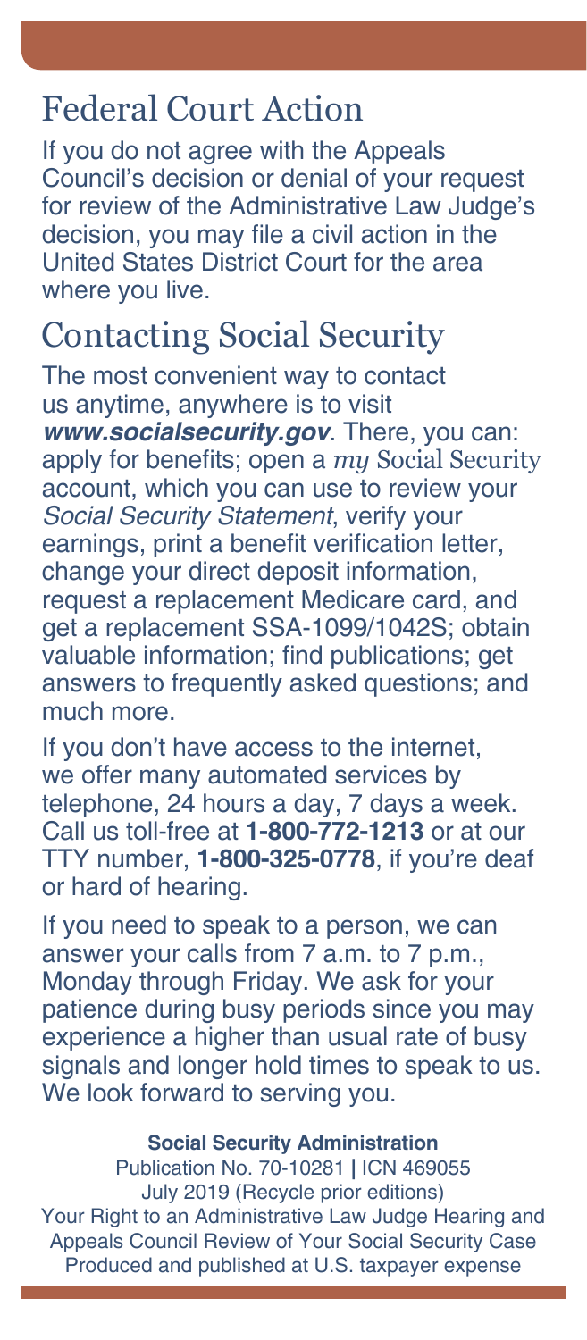## Federal Court Action

If you do not agree with the Appeals Council's decision or denial of your request for review of the Administrative Law Judge's decision, you may file a civil action in the United States District Court for the area where you live.

## Contacting Social Security

The most convenient way to contact us anytime, anywhere is to visit ***www.socialsecurity.gov***. There, you can: apply for benefits; open a *my* Social Security account, which you can use to review your *Social Security Statement*, verify your earnings, print a benefit verification letter, change your direct deposit information, request a replacement Medicare card, and get a replacement SSA-1099/1042S; obtain valuable information; find publications; get answers to frequently asked questions; and much more.

If you don't have access to the internet, we offer many automated services by telephone, 24 hours a day, 7 days a week. Call us toll-free at **1-800-772-1213** or at our TTY number, **1-800-325-0778**, if you're deaf or hard of hearing.

If you need to speak to a person, we can answer your calls from 7 a.m. to 7 p.m., Monday through Friday. We ask for your patience during busy periods since you may experience a higher than usual rate of busy signals and longer hold times to speak to us. We look forward to serving you.

**Social Security Administration**
Publication No. 70-10281 | ICN 469055
July 2019 (Recycle prior editions)
Your Right to an Administrative Law Judge Hearing and Appeals Council Review of Your Social Security Case
Produced and published at U.S. taxpayer expense